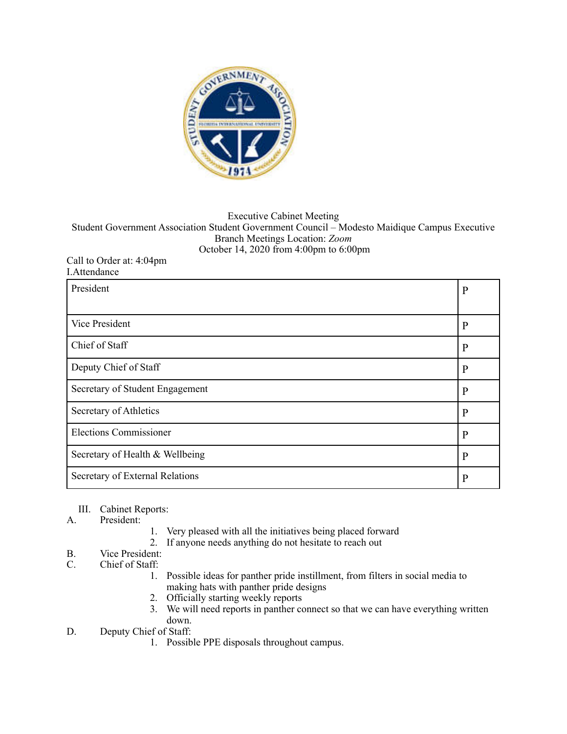Executive Cabinet Meeting
Student Government Association Student Government Council – Modesto Maidique Campus Executive Branch Meetings Location: *Zoom*
October 14, 2020 from 4:00pm to 6:00pm

Call to Order at: 4:04pm

I. Attendance

| | |
|---|---|
| President | P |
| Vice President | P |
| Chief of Staff | P |
| Deputy Chief of Staff | P |
| Secretary of Student Engagement | P |
| Secretary of Athletics | P |
| Elections Commissioner | P |
| Secretary of Health & Wellbeing | P |
| Secretary of External Relations | P |

III. Cabinet Reports:

A. President:
1. Very pleased with all the initiatives being placed forward
2. If anyone needs anything do not hesitate to reach out

B. Vice President:

C. Chief of Staff:
1. Possible ideas for panther pride instillment, from filters in social media to making hats with panther pride designs
2. Officially starting weekly reports
3. We will need reports in panther connect so that we can have everything written down.

D. Deputy Chief of Staff:
1. Possible PPE disposals throughout campus.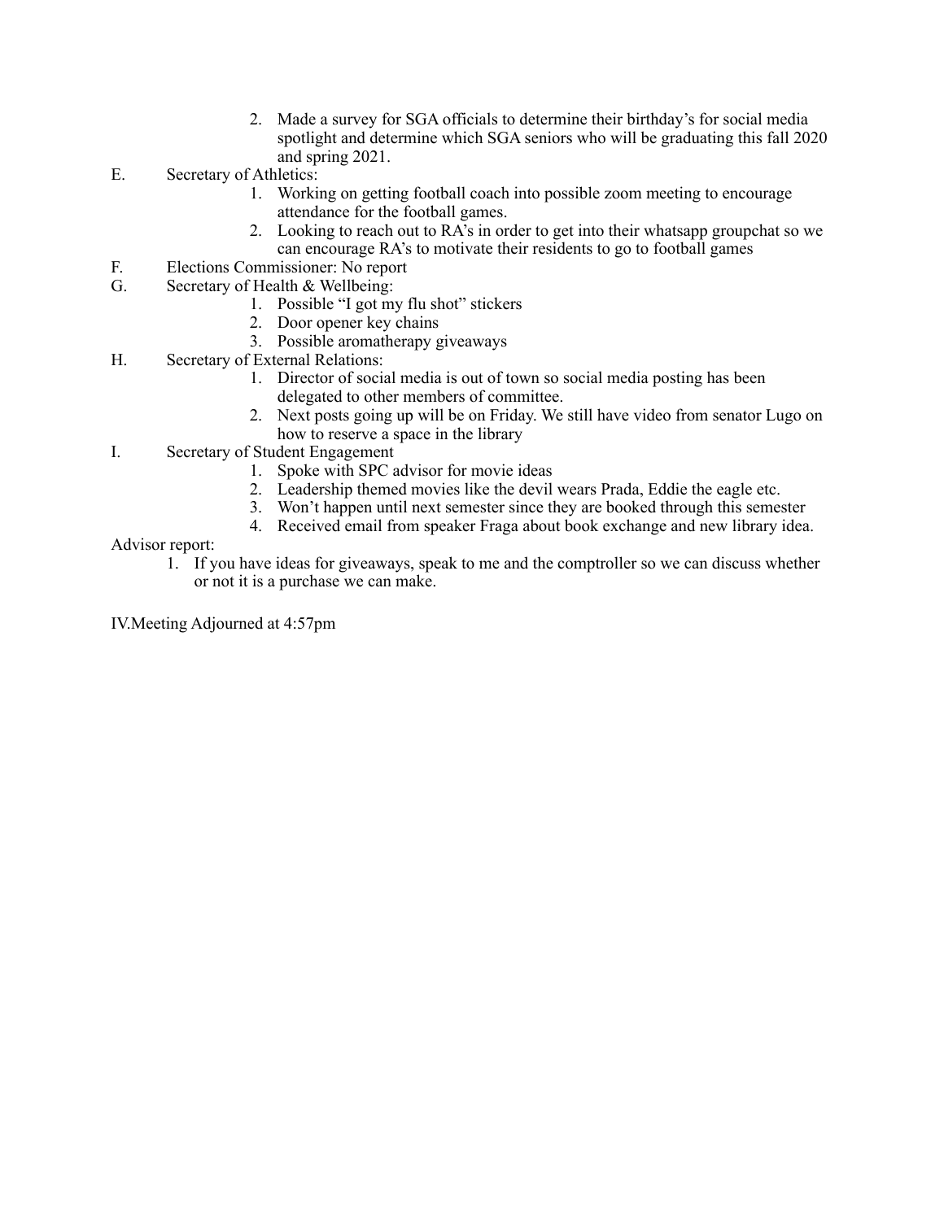2. Made a survey for SGA officials to determine their birthday's for social media spotlight and determine which SGA seniors who will be graduating this fall 2020 and spring 2021.

E. Secretary of Athletics:
   1. Working on getting football coach into possible zoom meeting to encourage attendance for the football games.
   2. Looking to reach out to RA's in order to get into their whatsapp groupchat so we can encourage RA's to motivate their residents to go to football games

F. Elections Commissioner: No report

G. Secretary of Health & Wellbeing:
   1. Possible "I got my flu shot" stickers
   2. Door opener key chains
   3. Possible aromatherapy giveaways

H. Secretary of External Relations:
   1. Director of social media is out of town so social media posting has been delegated to other members of committee.
   2. Next posts going up will be on Friday. We still have video from senator Lugo on how to reserve a space in the library

I. Secretary of Student Engagement
   1. Spoke with SPC advisor for movie ideas
   2. Leadership themed movies like the devil wears Prada, Eddie the eagle etc.
   3. Won't happen until next semester since they are booked through this semester
   4. Received email from speaker Fraga about book exchange and new library idea.

Advisor report:

1. If you have ideas for giveaways, speak to me and the comptroller so we can discuss whether or not it is a purchase we can make.

IV.Meeting Adjourned at 4:57pm